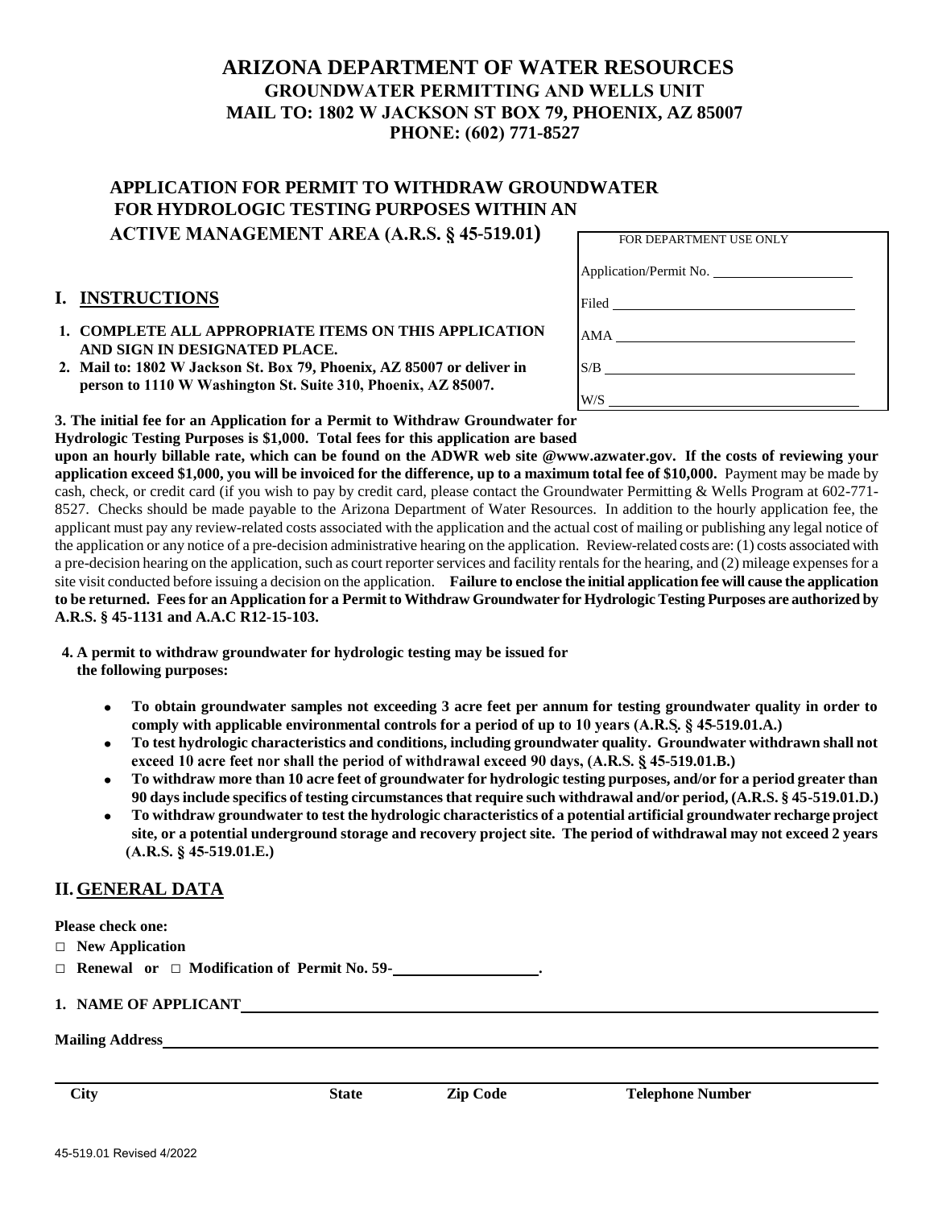# ARIZONA DEPARTMENT OF WATER RESOURCES
## GROUNDWATER PERMITTING AND WELLS UNIT
## MAIL TO: 1802 W JACKSON ST BOX 79, PHOENIX, AZ 85007
## PHONE: (602) 771-8527

## APPLICATION FOR PERMIT TO WITHDRAW GROUNDWATER FOR HYDROLOGIC TESTING PURPOSES WITHIN AN ACTIVE MANAGEMENT AREA (A.R.S. § 45-519.01)

| FOR DEPARTMENT USE ONLY |
|---|
| Application/Permit No. ________________ |
| Filed ________________ |
| AMA ________________ |
| S/B ________________ |
| W/S ________________ |

## I. INSTRUCTIONS

1. **COMPLETE ALL APPROPRIATE ITEMS ON THIS APPLICATION AND SIGN IN DESIGNATED PLACE.**
2. **Mail to: 1802 W Jackson St. Box 79, Phoenix, AZ 85007 or deliver in person to 1110 W Washington St. Suite 310, Phoenix, AZ 85007.**
3. **The initial fee for an Application for a Permit to Withdraw Groundwater for Hydrologic Testing Purposes is $1,000. Total fees for this application are based upon an hourly billable rate, which can be found on the ADWR web site @www.azwater.gov. If the costs of reviewing your application exceed $1,000, you will be invoiced for the difference, up to a maximum total fee of $10,000.** Payment may be made by cash, check, or credit card (if you wish to pay by credit card, please contact the Groundwater Permitting & Wells Program at 602-771-8527. Checks should be made payable to the Arizona Department of Water Resources. In addition to the hourly application fee, the applicant must pay any review-related costs associated with the application and the actual cost of mailing or publishing any legal notice of the application or any notice of a pre-decision administrative hearing on the application. Review-related costs are: (1) costs associated with a pre-decision hearing on the application, such as court reporter services and facility rentals for the hearing, and (2) mileage expenses for a site visit conducted before issuing a decision on the application. **Failure to enclose the initial application fee will cause the application to be returned. Fees for an Application for a Permit to Withdraw Groundwater for Hydrologic Testing Purposes are authorized by A.R.S. § 45-1131 and A.A.C R12-15-103.**
4. **A permit to withdraw groundwater for hydrologic testing may be issued for the following purposes:**
   - **To obtain groundwater samples not exceeding 3 acre feet per annum for testing groundwater quality in order to comply with applicable environmental controls for a period of up to 10 years (A.R.S. § 45-519.01.A.)**
   - **To test hydrologic characteristics and conditions, including groundwater quality. Groundwater withdrawn shall not exceed 10 acre feet nor shall the period of withdrawal exceed 90 days, (A.R.S. § 45-519.01.B.)**
   - **To withdraw more than 10 acre feet of groundwater for hydrologic testing purposes, and/or for a period greater than 90 days include specifics of testing circumstances that require such withdrawal and/or period, (A.R.S. § 45-519.01.D.)**
   - **To withdraw groundwater to test the hydrologic characteristics of a potential artificial groundwater recharge project site, or a potential underground storage and recovery project site. The period of withdrawal may not exceed 2 years (A.R.S. § 45-519.01.E.)**

## II. GENERAL DATA

**Please check one:**

□ **New Application**

□ **Renewal** or □ **Modification of Permit No. 59-**________________.

**1. NAME OF APPLICANT** ________________________________________

**Mailing Address** ________________________________________

________________________________________

**City** **State** **Zip Code** **Telephone Number**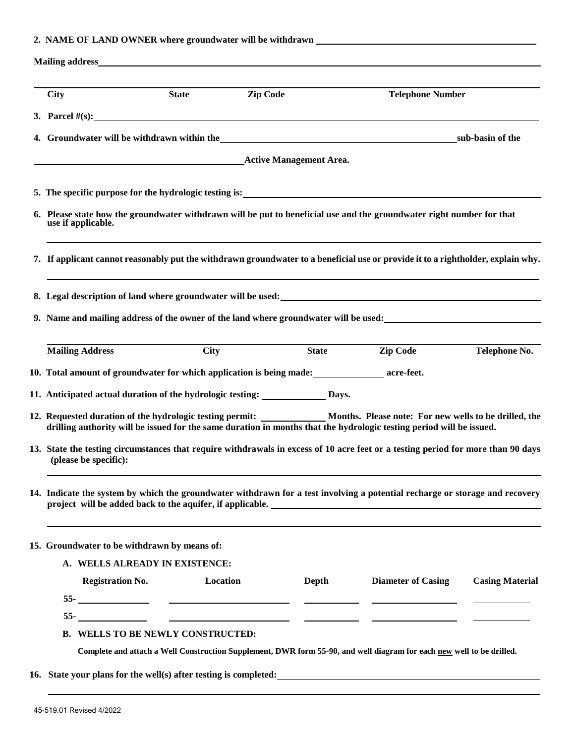**2. NAME OF LAND OWNER where groundwater will be withdrawn** \_\_\_\_\_\_\_\_\_\_\_\_\_\_\_\_\_\_\_\_\_\_\_\_\_\_\_\_\_\_\_\_

**Mailing address** \_\_\_\_\_\_\_\_\_\_\_\_\_\_\_\_\_\_\_\_\_\_\_\_\_\_\_\_\_\_\_\_\_\_\_\_\_\_\_\_\_\_\_\_\_\_\_\_

| City | State | Zip Code | Telephone Number |
|---|---|---|---|
| | | | |

**3. Parcel #(s):** \_\_\_\_\_\_\_\_\_\_\_\_\_\_\_\_\_\_\_\_\_\_\_\_\_\_\_\_\_\_\_\_\_\_\_\_\_\_\_\_\_\_\_\_\_\_\_\_

**4. Groundwater will be withdrawn within the** \_\_\_\_\_\_\_\_\_\_\_\_\_\_\_\_\_\_\_\_\_\_\_\_\_\_ **sub-basin of the**

\_\_\_\_\_\_\_\_\_\_\_\_\_\_\_\_\_\_\_\_\_\_\_\_\_\_\_\_ **Active Management Area.**

**5. The specific purpose for the hydrologic testing is:** \_\_\_\_\_\_\_\_\_\_\_\_\_\_\_\_\_\_\_\_\_\_\_\_\_\_\_\_\_\_\_\_

**6. Please state how the groundwater withdrawn will be put to beneficial use and the groundwater right number for that use if applicable.**

\_\_\_\_\_\_\_\_\_\_\_\_\_\_\_\_\_\_\_\_\_\_\_\_\_\_\_\_\_\_\_\_\_\_\_\_\_\_\_\_\_\_\_\_\_\_\_\_\_\_\_\_\_\_\_\_\_\_\_\_

**7. If applicant cannot reasonably put the withdrawn groundwater to a beneficial use or provide it to a rightholder, explain why.**

\_\_\_\_\_\_\_\_\_\_\_\_\_\_\_\_\_\_\_\_\_\_\_\_\_\_\_\_\_\_\_\_\_\_\_\_\_\_\_\_\_\_\_\_\_\_\_\_\_\_\_\_\_\_\_\_\_\_\_\_

**8. Legal description of land where groundwater will be used:** \_\_\_\_\_\_\_\_\_\_\_\_\_\_\_\_\_\_\_\_\_\_\_\_\_\_\_\_\_\_\_\_

**9. Name and mailing address of the owner of the land where groundwater will be used:** \_\_\_\_\_\_\_\_\_\_\_\_\_\_\_\_\_\_\_\_

| Mailing Address | City | State | Zip Code | Telephone No. |
|---|---|---|---|---|
| | | | | |

**10. Total amount of groundwater for which application is being made:** \_\_\_\_\_\_\_\_\_\_ **acre-feet.**

**11. Anticipated actual duration of the hydrologic testing:** \_\_\_\_\_\_\_\_\_\_ **Days.**

**12. Requested duration of the hydrologic testing permit:** \_\_\_\_\_\_\_\_\_\_ **Months. Please note: For new wells to be drilled, the drilling authority will be issued for the same duration in months that the hydrologic testing period will be issued.**

**13. State the testing circumstances that require withdrawals in excess of 10 acre feet or a testing period for more than 90 days (please be specific):**

\_\_\_\_\_\_\_\_\_\_\_\_\_\_\_\_\_\_\_\_\_\_\_\_\_\_\_\_\_\_\_\_\_\_\_\_\_\_\_\_\_\_\_\_\_\_\_\_\_\_\_\_\_\_\_\_\_\_\_\_

**14. Indicate the system by which the groundwater withdrawn for a test involving a potential recharge or storage and recovery project will be added back to the aquifer, if applicable.** \_\_\_\_\_\_\_\_\_\_\_\_\_\_\_\_\_\_\_\_\_\_\_\_\_\_\_\_\_\_\_\_

\_\_\_\_\_\_\_\_\_\_\_\_\_\_\_\_\_\_\_\_\_\_\_\_\_\_\_\_\_\_\_\_\_\_\_\_\_\_\_\_\_\_\_\_\_\_\_\_\_\_\_\_\_\_\_\_\_\_\_\_

**15. Groundwater to be withdrawn by means of:**

**A. WELLS ALREADY IN EXISTENCE:**

| Registration No. | Location | Depth | Diameter of Casing | Casing Material |
|---|---|---|---|---|
| 55- | | | | |
| 55- | | | | |

**B. WELLS TO BE NEWLY CONSTRUCTED:**

**Complete and attach a Well Construction Supplement, DWR form 55-90, and well diagram for each new well to be drilled.**

**16. State your plans for the well(s) after testing is completed:** \_\_\_\_\_\_\_\_\_\_\_\_\_\_\_\_\_\_\_\_\_\_\_\_\_\_\_\_\_\_\_\_

\_\_\_\_\_\_\_\_\_\_\_\_\_\_\_\_\_\_\_\_\_\_\_\_\_\_\_\_\_\_\_\_\_\_\_\_\_\_\_\_\_\_\_\_\_\_\_\_\_\_\_\_\_\_\_\_\_\_\_\_

45-519.01 Revised 4/2022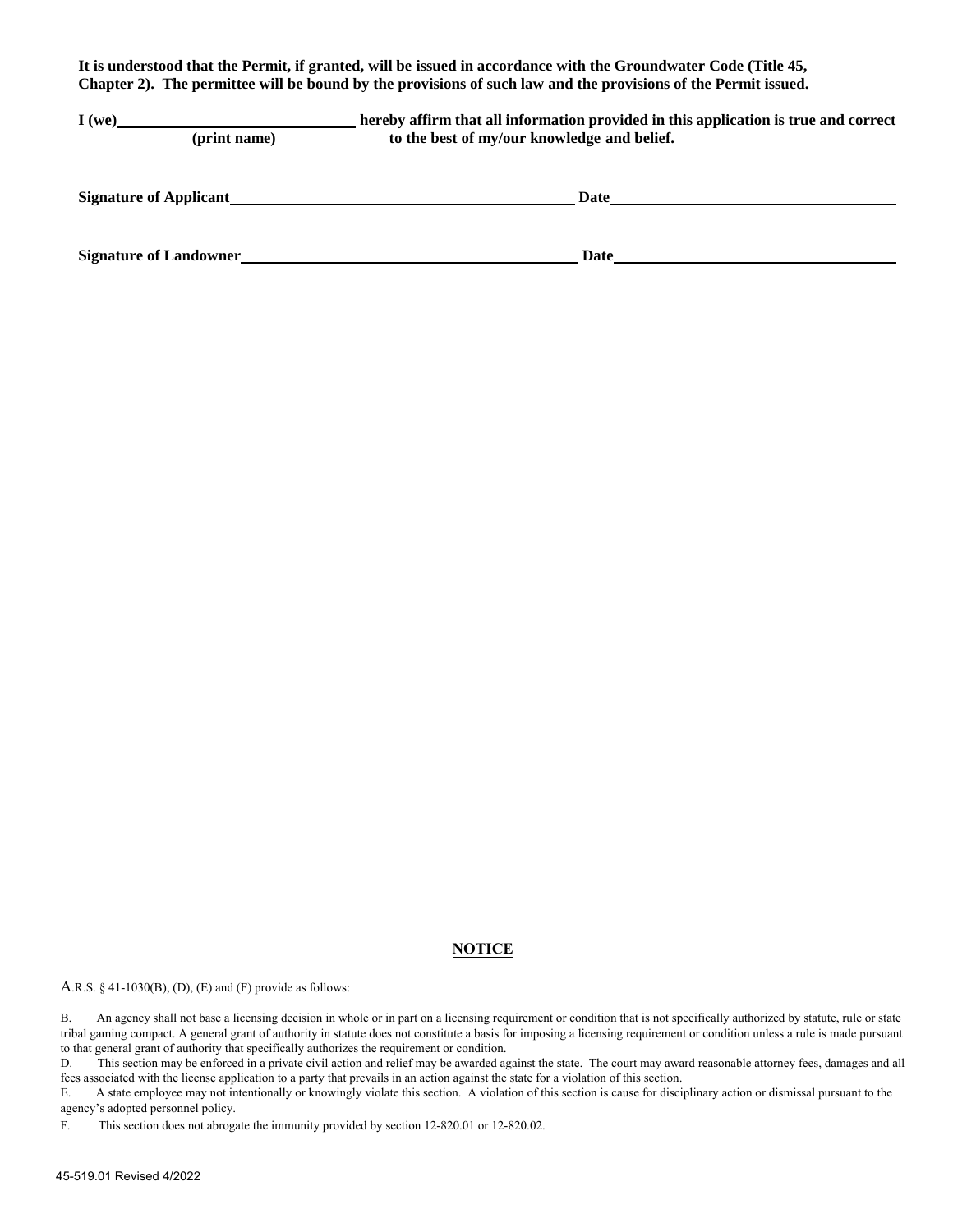**It is understood that the Permit, if granted, will be issued in accordance with the Groundwater Code (Title 45, Chapter 2). The permittee will be bound by the provisions of such law and the provisions of the Permit issued.**

**I (we)\_\_\_\_\_\_\_\_\_\_\_\_\_\_\_\_\_\_\_\_\_\_\_\_\_\_\_\_ hereby affirm that all information provided in this application is true and correct**
**(print name) to the best of my/our knowledge and belief.**

**Signature of Applicant**\_\_\_\_\_\_\_\_\_\_\_\_\_\_\_\_\_\_\_\_\_\_\_\_\_\_\_\_\_\_\_\_\_\_\_\_\_\_\_\_ **Date**\_\_\_\_\_\_\_\_\_\_\_\_\_\_\_\_\_\_\_\_\_\_\_\_\_\_\_\_\_\_\_\_\_\_\_

**Signature of Landowner**\_\_\_\_\_\_\_\_\_\_\_\_\_\_\_\_\_\_\_\_\_\_\_\_\_\_\_\_\_\_\_\_\_\_\_\_\_\_\_\_ **Date**\_\_\_\_\_\_\_\_\_\_\_\_\_\_\_\_\_\_\_\_\_\_\_\_\_\_\_\_\_\_\_\_\_\_\_

## NOTICE

A.R.S. § 41-1030(B), (D), (E) and (F) provide as follows:

B. An agency shall not base a licensing decision in whole or in part on a licensing requirement or condition that is not specifically authorized by statute, rule or state tribal gaming compact. A general grant of authority in statute does not constitute a basis for imposing a licensing requirement or condition unless a rule is made pursuant to that general grant of authority that specifically authorizes the requirement or condition.

D. This section may be enforced in a private civil action and relief may be awarded against the state. The court may award reasonable attorney fees, damages and all fees associated with the license application to a party that prevails in an action against the state for a violation of this section.

E. A state employee may not intentionally or knowingly violate this section. A violation of this section is cause for disciplinary action or dismissal pursuant to the agency's adopted personnel policy.

F. This section does not abrogate the immunity provided by section 12-820.01 or 12-820.02.

45-519.01 Revised 4/2022